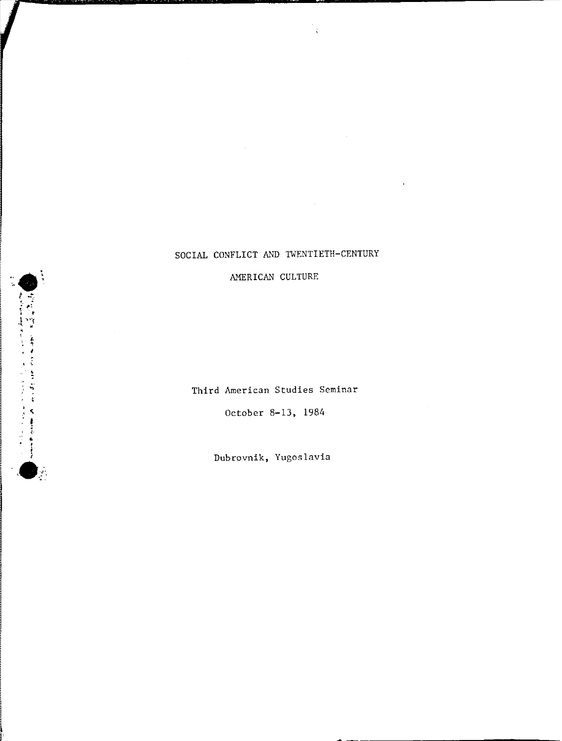# SOCIAL CONFLICT AND TWENTIETH-CENTURY AMERICAN CULTURE

Third American Studies Seminar

October 8-13, 1984

Dubrovnik, Yugoslavia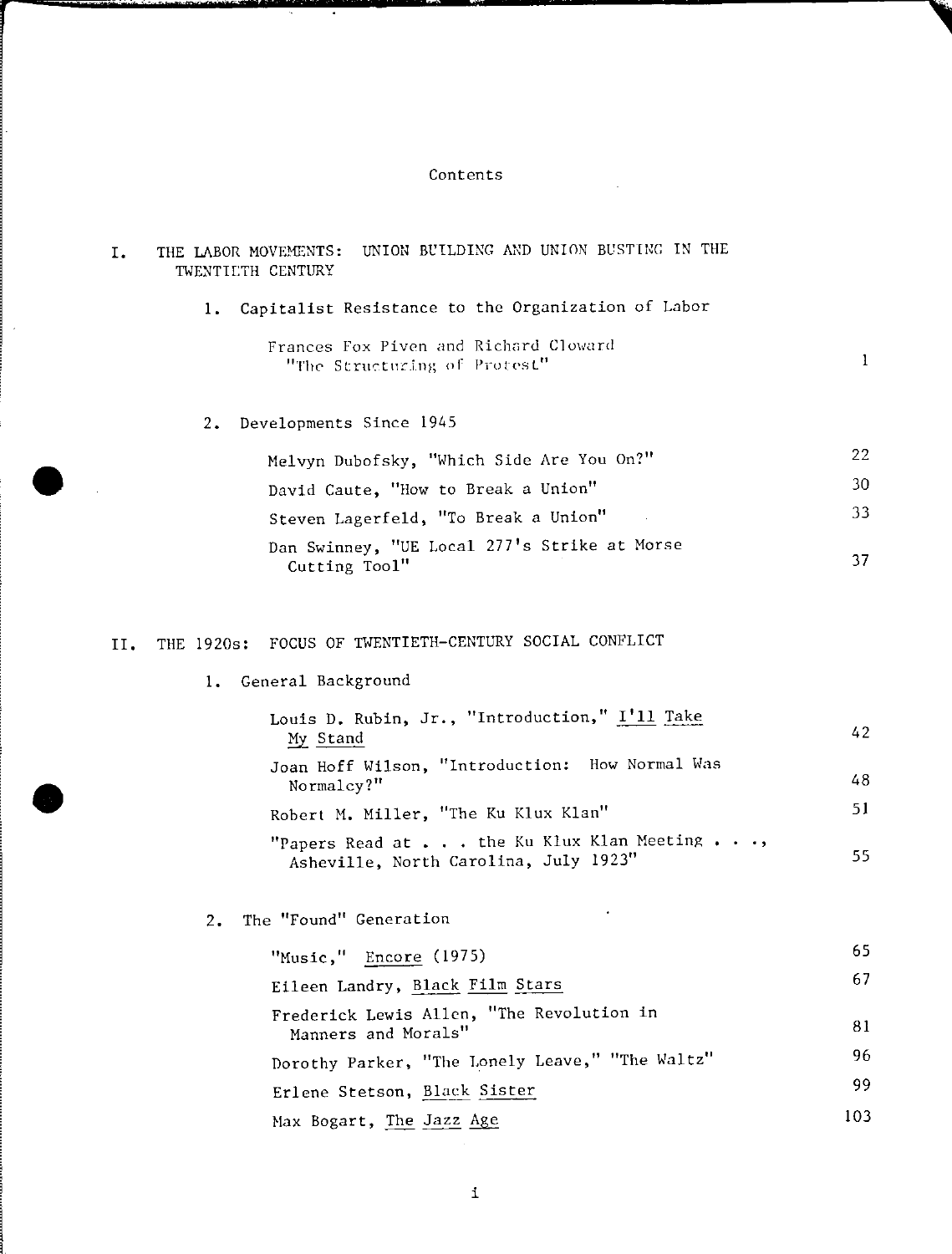# Contents

## I. THE LABOR MOVEMENTS: UNION BUILDING AND UNION BUSTING IN THE TWENTIETH CENTURY

### 1. Capitalist Resistance to the Organization of Labor

| | |
|---|---|
| Frances Fox Piven and Richard Cloward "The Structuring of Protest" | 1 |

### 2. Developments Since 1945

| | |
|---|---|
| Melvyn Dubofsky, "Which Side Are You On?" | 22 |
| David Caute, "How to Break a Union" | 30 |
| Steven Lagerfeld, "To Break a Union" | 33 |
| Dan Swinney, "UE Local 277's Strike at Morse Cutting Tool" | 37 |

## II. THE 1920s: FOCUS OF TWENTIETH-CENTURY SOCIAL CONFLICT

### 1. General Background

| | |
|---|---|
| Louis D. Rubin, Jr., "Introduction," <u>I'll Take My Stand</u> | 42 |
| Joan Hoff Wilson, "Introduction: How Normal Was Normalcy?" | 48 |
| Robert M. Miller, "The Ku Klux Klan" | 51 |
| "Papers Read at . . . the Ku Klux Klan Meeting . . ., Asheville, North Carolina, July 1923" | 55 |

### 2. The "Found" Generation

| | |
|---|---|
| "Music," <u>Encore</u> (1975) | 65 |
| Eileen Landry, <u>Black Film Stars</u> | 67 |
| Frederick Lewis Allen, "The Revolution in Manners and Morals" | 81 |
| Dorothy Parker, "The Lonely Leave," "The Waltz" | 96 |
| Erlene Stetson, <u>Black Sister</u> | 99 |
| Max Bogart, <u>The Jazz Age</u> | 103 |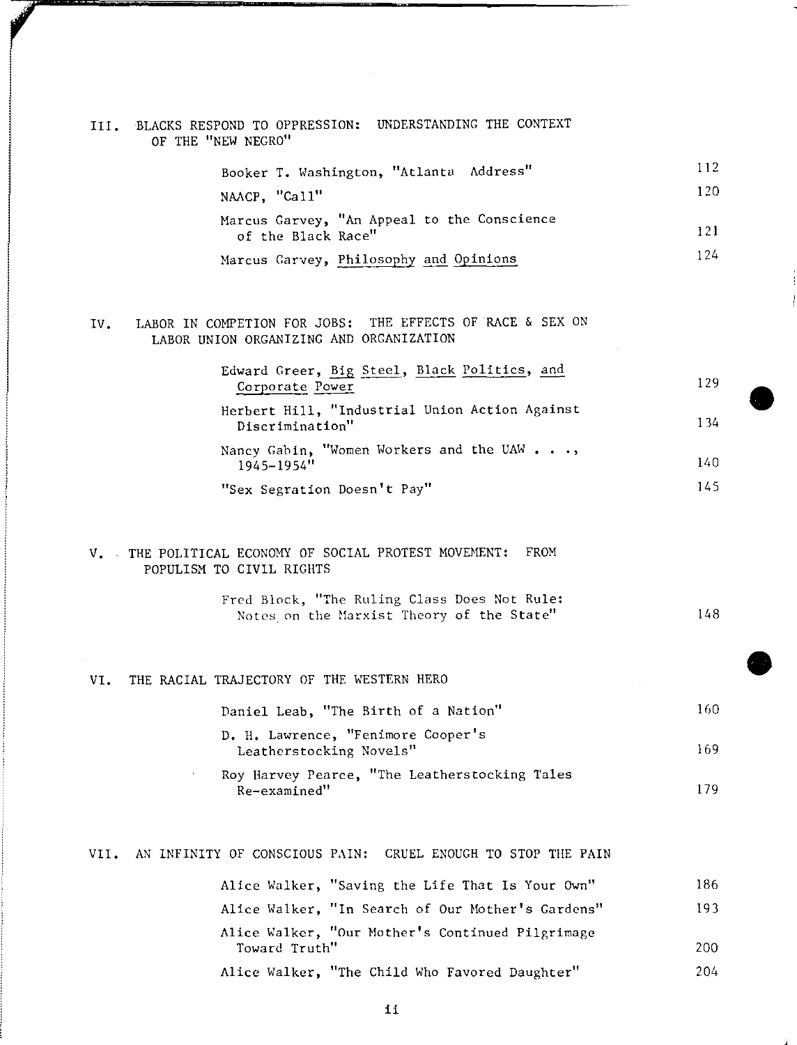## III. BLACKS RESPOND TO OPPRESSION: UNDERSTANDING THE CONTEXT OF THE "NEW NEGRO"

| | |
|---|---|
| Booker T. Washington, "Atlanta Address" | 112 |
| NAACP, "Call" | 120 |
| Marcus Garvey, "An Appeal to the Conscience of the Black Race" | 121 |
| Marcus Garvey, Philosophy and Opinions | 124 |

## IV. LABOR IN COMPETION FOR JOBS: THE EFFECTS OF RACE & SEX ON LABOR UNION ORGANIZING AND ORGANIZATION

| | |
|---|---|
| Edward Greer, Big Steel, Black Politics, and Corporate Power | 129 |
| Herbert Hill, "Industrial Union Action Against Discrimination" | 134 |
| Nancy Gabin, "Women Workers and the UAW . . ., 1945-1954" | 140 |
| "Sex Segration Doesn't Pay" | 145 |

## V. THE POLITICAL ECONOMY OF SOCIAL PROTEST MOVEMENT: FROM POPULISM TO CIVIL RIGHTS

| | |
|---|---|
| Fred Block, "The Ruling Class Does Not Rule: Notes on the Marxist Theory of the State" | 148 |

## VI. THE RACIAL TRAJECTORY OF THE WESTERN HERO

| | |
|---|---|
| Daniel Leab, "The Birth of a Nation" | 160 |
| D. H. Lawrence, "Fenimore Cooper's Leatherstocking Novels" | 169 |
| Roy Harvey Pearce, "The Leatherstocking Tales Re-examined" | 179 |

## VII. AN INFINITY OF CONSCIOUS PAIN: CRUEL ENOUGH TO STOP THE PAIN

| | |
|---|---|
| Alice Walker, "Saving the Life That Is Your Own" | 186 |
| Alice Walker, "In Search of Our Mother's Gardens" | 193 |
| Alice Walker, "Our Mother's Continued Pilgrimage Toward Truth" | 200 |
| Alice Walker, "The Child Who Favored Daughter" | 204 |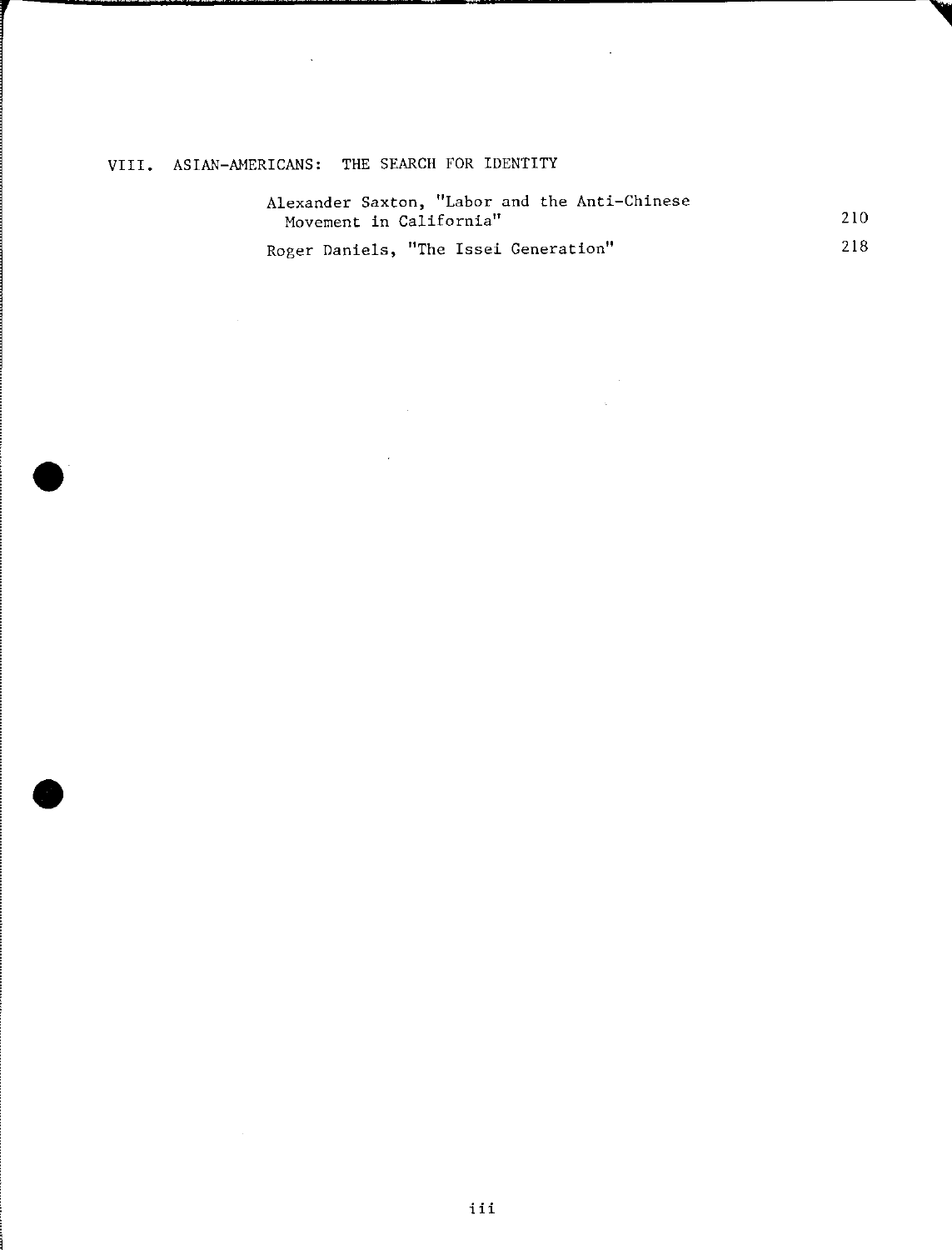VIII. ASIAN-AMERICANS: THE SEARCH FOR IDENTITY

| | |
|---|---|
| Alexander Saxton, "Labor and the Anti-Chinese Movement in California" | 210 |
| Roger Daniels, "The Issei Generation" | 218 |